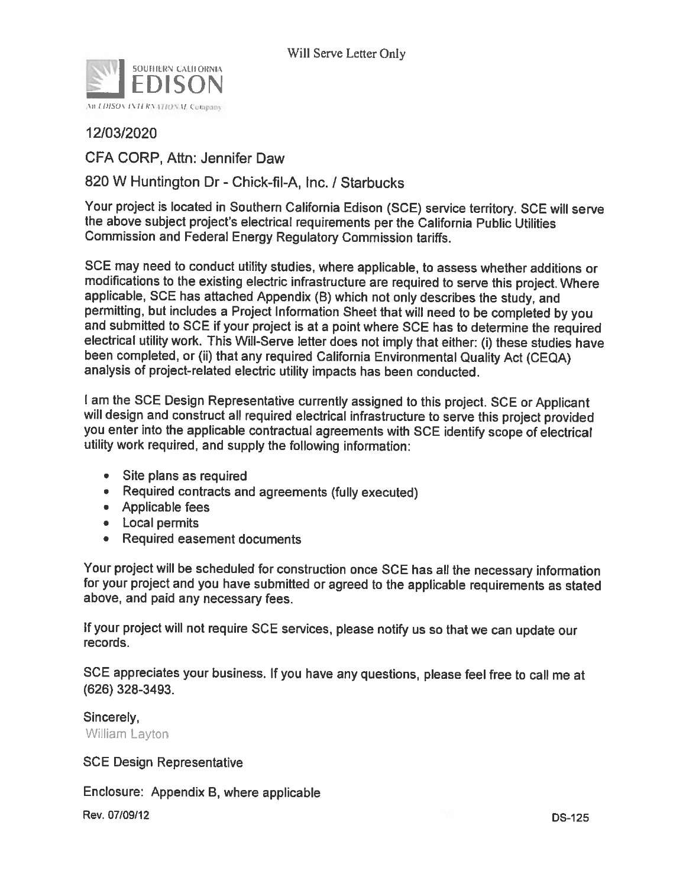Will Serve Letter Only

SOUTHERN CALIFORNIA EDISON

An EDISON INTERNATIONAL Company

12/03/2020

CFA CORP, Attn: Jennifer Daw

820 W Huntington Dr - Chick-fil-A, Inc. / Starbucks

Your project is located in Southern California Edison (SCE) service territory. SCE will serve the above subject project's electrical requirements per the California Public Utilities Commission and Federal Energy Regulatory Commission tariffs.

SCE may need to conduct utility studies, where applicable, to assess whether additions or modifications to the existing electric infrastructure are required to serve this project. Where applicable, SCE has attached Appendix (B) which not only describes the study, and permitting, but includes a Project Information Sheet that will need to be completed by you and submitted to SCE if your project is at a point where SCE has to determine the required electrical utility work. This Will-Serve letter does not imply that either: (i) these studies have been completed, or (ii) that any required California Environmental Quality Act (CEQA) analysis of project-related electric utility impacts has been conducted.

I am the SCE Design Representative currently assigned to this project. SCE or Applicant will design and construct all required electrical infrastructure to serve this project provided you enter into the applicable contractual agreements with SCE identify scope of electrical utility work required, and supply the following information:

- Site plans as required
- Required contracts and agreements (fully executed)
- Applicable fees
- Local permits
- Required easement documents

Your project will be scheduled for construction once SCE has all the necessary information for your project and you have submitted or agreed to the applicable requirements as stated above, and paid any necessary fees.

If your project will not require SCE services, please notify us so that we can update our records.

SCE appreciates your business. If you have any questions, please feel free to call me at (626) 328-3493.

Sincerely,

William Layton

SCE Design Representative

Enclosure: Appendix B, where applicable

Rev. 07/09/12 DS-125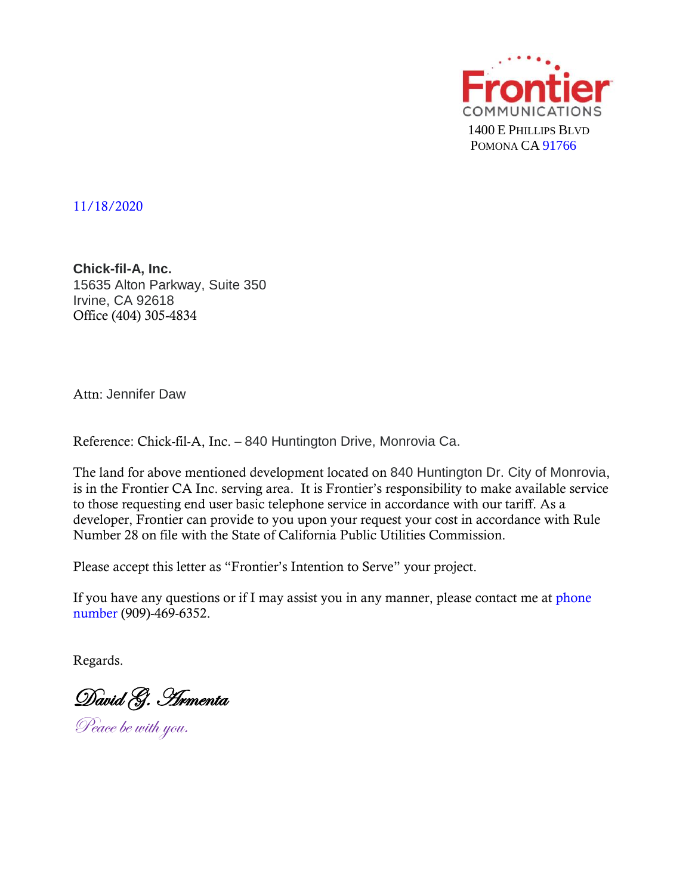Frontier COMMUNICATIONS
1400 E PHILLIPS BLVD
POMONA CA 91766

11/18/2020

**Chick-fil-A, Inc.**
15635 Alton Parkway, Suite 350
Irvine, CA 92618
Office (404) 305-4834

Attn: Jennifer Daw

Reference: Chick-fil-A, Inc. – 840 Huntington Drive, Monrovia Ca.

The land for above mentioned development located on 840 Huntington Dr. City of Monrovia, is in the Frontier CA Inc. serving area. It is Frontier's responsibility to make available service to those requesting end user basic telephone service in accordance with our tariff. As a developer, Frontier can provide to you upon your request your cost in accordance with Rule Number 28 on file with the State of California Public Utilities Commission.

Please accept this letter as "Frontier's Intention to Serve" your project.

If you have any questions or if I may assist you in any manner, please contact me at phone number (909)-469-6352.

Regards.

*David G. Armenta*

*Peace be with you.*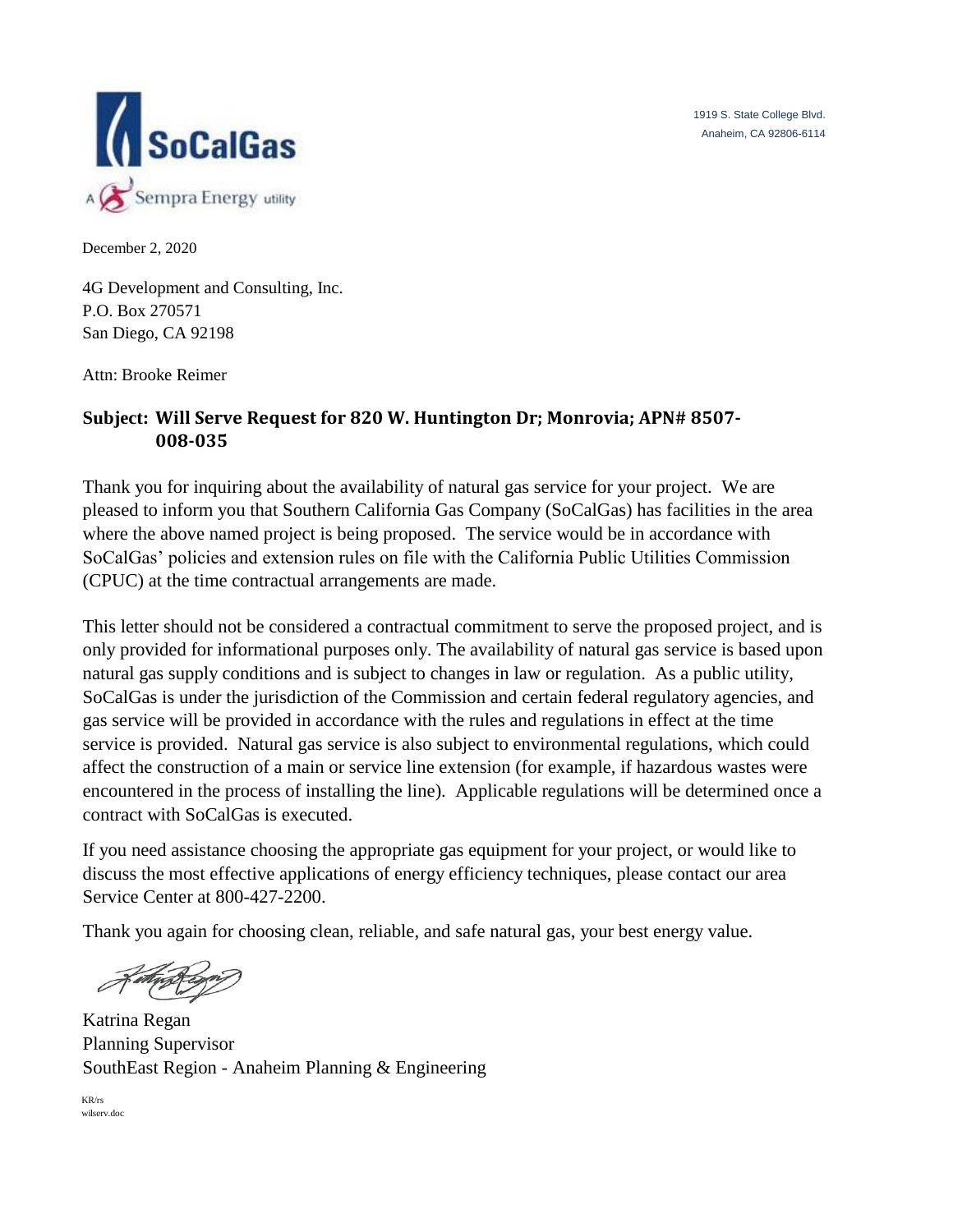SoCalGas

A Sempra Energy utility

1919 S. State College Blvd.
Anaheim, CA 92806-6114

December 2, 2020

4G Development and Consulting, Inc.
P.O. Box 270571
San Diego, CA 92198

Attn: Brooke Reimer

**Subject: Will Serve Request for 820 W. Huntington Dr; Monrovia; APN# 8507-008-035**

Thank you for inquiring about the availability of natural gas service for your project. We are pleased to inform you that Southern California Gas Company (SoCalGas) has facilities in the area where the above named project is being proposed. The service would be in accordance with SoCalGas' policies and extension rules on file with the California Public Utilities Commission (CPUC) at the time contractual arrangements are made.

This letter should not be considered a contractual commitment to serve the proposed project, and is only provided for informational purposes only. The availability of natural gas service is based upon natural gas supply conditions and is subject to changes in law or regulation. As a public utility, SoCalGas is under the jurisdiction of the Commission and certain federal regulatory agencies, and gas service will be provided in accordance with the rules and regulations in effect at the time service is provided. Natural gas service is also subject to environmental regulations, which could affect the construction of a main or service line extension (for example, if hazardous wastes were encountered in the process of installing the line). Applicable regulations will be determined once a contract with SoCalGas is executed.

If you need assistance choosing the appropriate gas equipment for your project, or would like to discuss the most effective applications of energy efficiency techniques, please contact our area Service Center at 800-427-2200.

Thank you again for choosing clean, reliable, and safe natural gas, your best energy value.

Katrina Regan
Planning Supervisor
SouthEast Region - Anaheim Planning & Engineering

KR/rs
wilserv.doc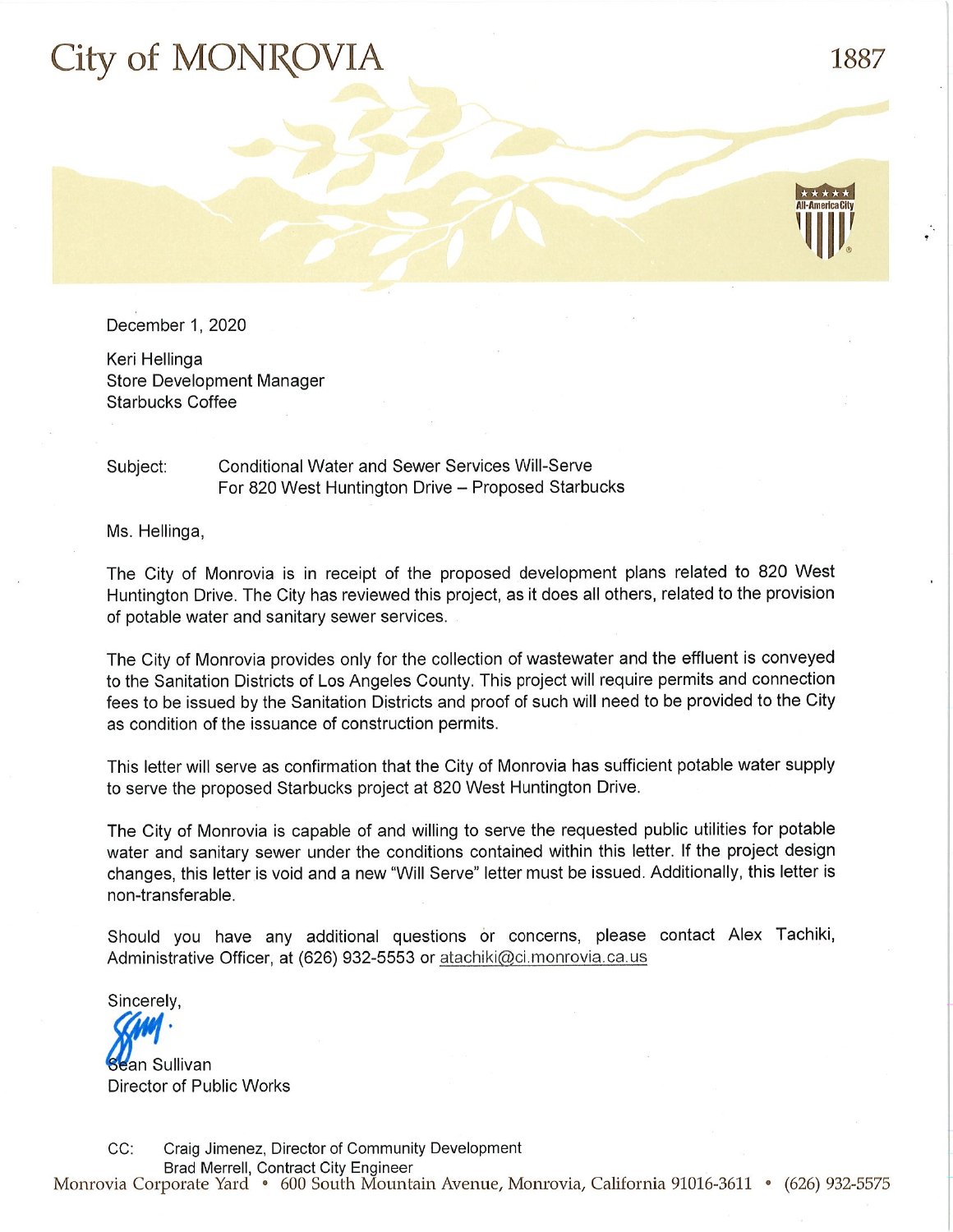# City of MONROVIA

1887

December 1, 2020

Keri Hellinga
Store Development Manager
Starbucks Coffee

Subject: Conditional Water and Sewer Services Will-Serve
For 820 West Huntington Drive – Proposed Starbucks

Ms. Hellinga,

The City of Monrovia is in receipt of the proposed development plans related to 820 West Huntington Drive. The City has reviewed this project, as it does all others, related to the provision of potable water and sanitary sewer services.

The City of Monrovia provides only for the collection of wastewater and the effluent is conveyed to the Sanitation Districts of Los Angeles County. This project will require permits and connection fees to be issued by the Sanitation Districts and proof of such will need to be provided to the City as condition of the issuance of construction permits.

This letter will serve as confirmation that the City of Monrovia has sufficient potable water supply to serve the proposed Starbucks project at 820 West Huntington Drive.

The City of Monrovia is capable of and willing to serve the requested public utilities for potable water and sanitary sewer under the conditions contained within this letter. If the project design changes, this letter is void and a new "Will Serve" letter must be issued. Additionally, this letter is non-transferable.

Should you have any additional questions or concerns, please contact Alex Tachiki, Administrative Officer, at (626) 932-5553 or atachiki@ci.monrovia.ca.us

Sincerely,

Sean Sullivan
Director of Public Works

CC: Craig Jimenez, Director of Community Development
Brad Merrell, Contract City Engineer

Monrovia Corporate Yard • 600 South Mountain Avenue, Monrovia, California 91016-3611 • (626) 932-5575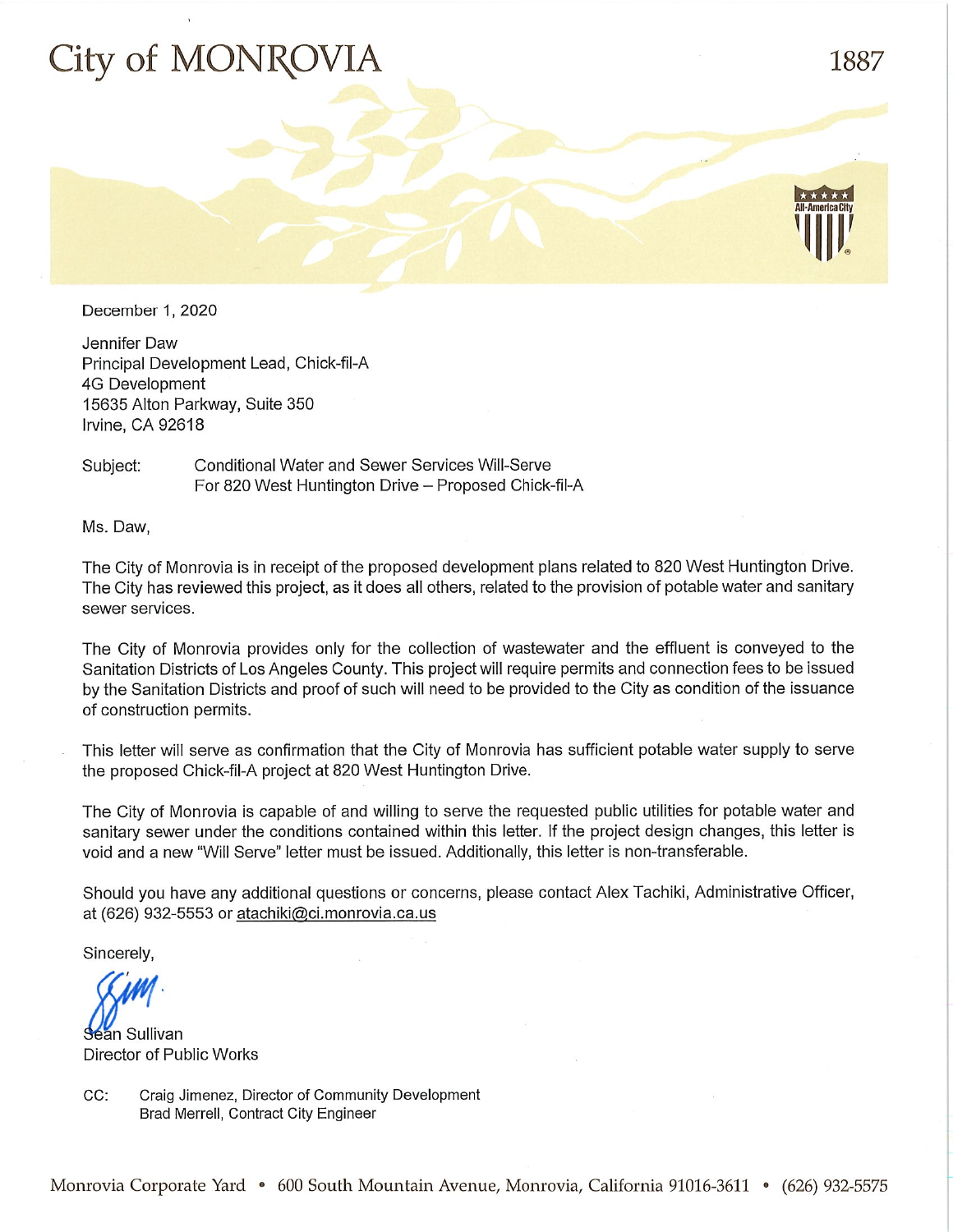# City of MONROVIA

1887

All-America City

December 1, 2020

Jennifer Daw
Principal Development Lead, Chick-fil-A
4G Development
15635 Alton Parkway, Suite 350
Irvine, CA 92618

Subject: Conditional Water and Sewer Services Will-Serve
For 820 West Huntington Drive – Proposed Chick-fil-A

Ms. Daw,

The City of Monrovia is in receipt of the proposed development plans related to 820 West Huntington Drive. The City has reviewed this project, as it does all others, related to the provision of potable water and sanitary sewer services.

The City of Monrovia provides only for the collection of wastewater and the effluent is conveyed to the Sanitation Districts of Los Angeles County. This project will require permits and connection fees to be issued by the Sanitation Districts and proof of such will need to be provided to the City as condition of the issuance of construction permits.

This letter will serve as confirmation that the City of Monrovia has sufficient potable water supply to serve the proposed Chick-fil-A project at 820 West Huntington Drive.

The City of Monrovia is capable of and willing to serve the requested public utilities for potable water and sanitary sewer under the conditions contained within this letter. If the project design changes, this letter is void and a new "Will Serve" letter must be issued. Additionally, this letter is non-transferable.

Should you have any additional questions or concerns, please contact Alex Tachiki, Administrative Officer, at (626) 932-5553 or atachiki@ci.monrovia.ca.us

Sincerely,

Sean Sullivan
Director of Public Works

CC: Craig Jimenez, Director of Community Development
Brad Merrell, Contract City Engineer

Monrovia Corporate Yard • 600 South Mountain Avenue, Monrovia, California 91016-3611 • (626) 932-5575